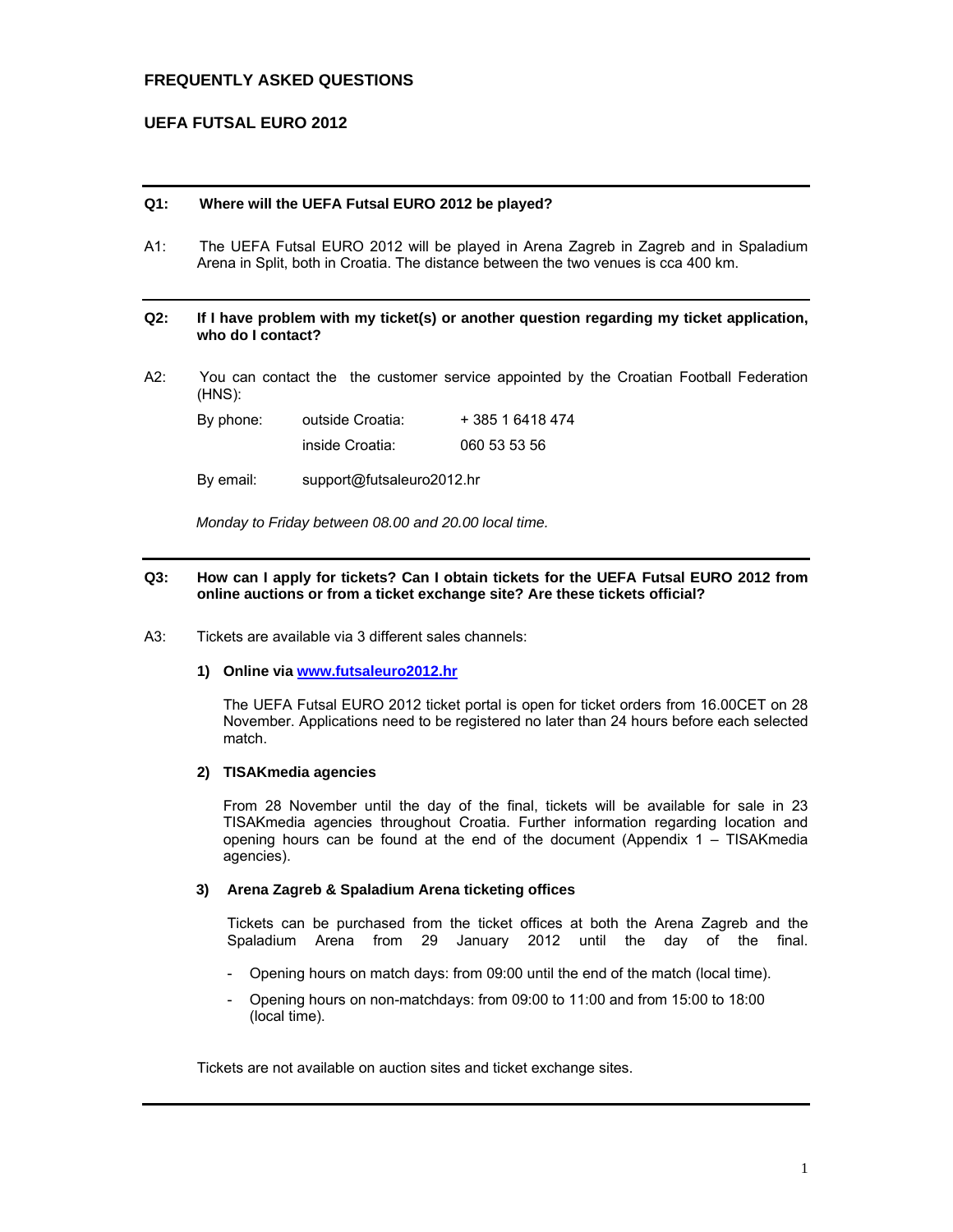# FREQUENTLY ASKED QUESTIONS

## UEFA FUTSAL EURO 2012

---

**Q1: Where will the UEFA Futsal EURO 2012 be played?**

A1: The UEFA Futsal EURO 2012 will be played in Arena Zagreb in Zagreb and in Spaladium Arena in Split, both in Croatia. The distance between the two venues is cca 400 km.

---

**Q2: If I have problem with my ticket(s) or another question regarding my ticket application, who do I contact?**

A2: You can contact the the customer service appointed by the Croatian Football Federation (HNS):

| | | |
|---|---|---|
| By phone: | outside Croatia: | + 385 1 6418 474 |
| | inside Croatia: | 060 53 53 56 |
| By email: | support@futsaleuro2012.hr | |

*Monday to Friday between 08.00 and 20.00 local time.*

---

**Q3: How can I apply for tickets? Can I obtain tickets for the UEFA Futsal EURO 2012 from online auctions or from a ticket exchange site? Are these tickets official?**

A3: Tickets are available via 3 different sales channels:

**1) Online via [www.futsaleuro2012.hr](www.futsaleuro2012.hr)**

The UEFA Futsal EURO 2012 ticket portal is open for ticket orders from 16.00CET on 28 November. Applications need to be registered no later than 24 hours before each selected match.

**2) TISAKmedia agencies**

From 28 November until the day of the final, tickets will be available for sale in 23 TISAKmedia agencies throughout Croatia. Further information regarding location and opening hours can be found at the end of the document (Appendix 1 – TISAKmedia agencies).

**3) Arena Zagreb & Spaladium Arena ticketing offices**

Tickets can be purchased from the ticket offices at both the Arena Zagreb and the Spaladium Arena from 29 January 2012 until the day of the final.

- Opening hours on match days: from 09:00 until the end of the match (local time).
- Opening hours on non-matchdays: from 09:00 to 11:00 and from 15:00 to 18:00 (local time).

Tickets are not available on auction sites and ticket exchange sites.

---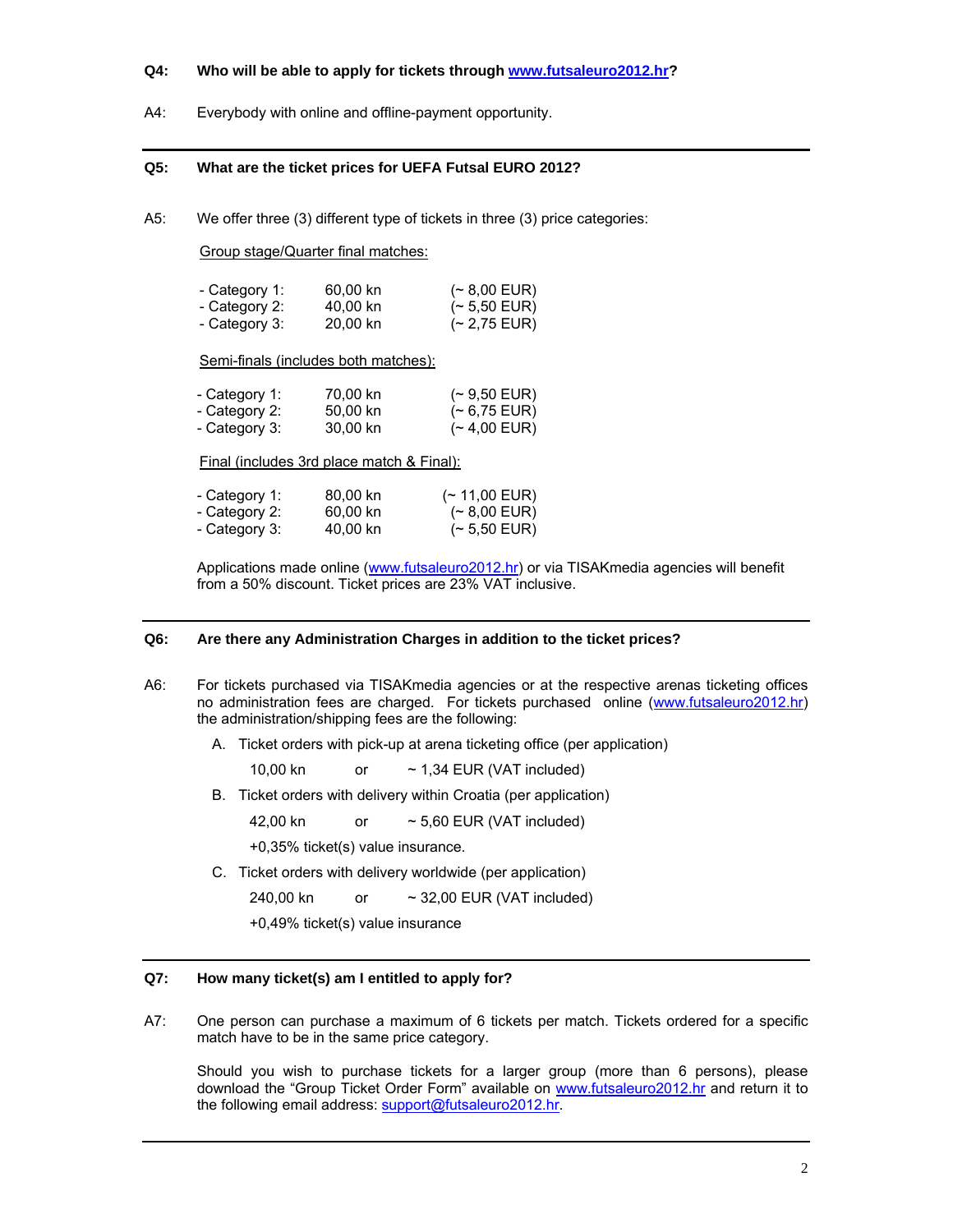**Q4: Who will be able to apply for tickets through [www.futsaleuro2012.hr](http://www.futsaleuro2012.hr)?**

A4: Everybody with online and offline-payment opportunity.

---

**Q5: What are the ticket prices for UEFA Futsal EURO 2012?**

A5: We offer three (3) different type of tickets in three (3) price categories:

Group stage/Quarter final matches:

| | | |
|---|---|---|
| - Category 1: | 60,00 kn | (~ 8,00 EUR) |
| - Category 2: | 40,00 kn | (~ 5,50 EUR) |
| - Category 3: | 20,00 kn | (~ 2,75 EUR) |

Semi-finals (includes both matches):

| | | |
|---|---|---|
| - Category 1: | 70,00 kn | (~ 9,50 EUR) |
| - Category 2: | 50,00 kn | (~ 6,75 EUR) |
| - Category 3: | 30,00 kn | (~ 4,00 EUR) |

Final (includes 3rd place match & Final):

| | | |
|---|---|---|
| - Category 1: | 80,00 kn | (~ 11,00 EUR) |
| - Category 2: | 60,00 kn | (~ 8,00 EUR) |
| - Category 3: | 40,00 kn | (~ 5,50 EUR) |

Applications made online ([www.futsaleuro2012.hr](http://www.futsaleuro2012.hr)) or via TISAKmedia agencies will benefit from a 50% discount. Ticket prices are 23% VAT inclusive.

---

**Q6: Are there any Administration Charges in addition to the ticket prices?**

A6: For tickets purchased via TISAKmedia agencies or at the respective arenas ticketing offices no administration fees are charged. For tickets purchased online ([www.futsaleuro2012.hr](http://www.futsaleuro2012.hr)) the administration/shipping fees are the following:

A. Ticket orders with pick-up at arena ticketing office (per application)

   10,00 kn or ~ 1,34 EUR (VAT included)

B. Ticket orders with delivery within Croatia (per application)

   42,00 kn or ~ 5,60 EUR (VAT included)

   +0,35% ticket(s) value insurance.

C. Ticket orders with delivery worldwide (per application)

   240,00 kn or ~ 32,00 EUR (VAT included)

   +0,49% ticket(s) value insurance

---

**Q7: How many ticket(s) am I entitled to apply for?**

A7: One person can purchase a maximum of 6 tickets per match. Tickets ordered for a specific match have to be in the same price category.

Should you wish to purchase tickets for a larger group (more than 6 persons), please download the "Group Ticket Order Form" available on [www.futsaleuro2012.hr](http://www.futsaleuro2012.hr) and return it to the following email address: [support@futsaleuro2012.hr](mailto:support@futsaleuro2012.hr).

---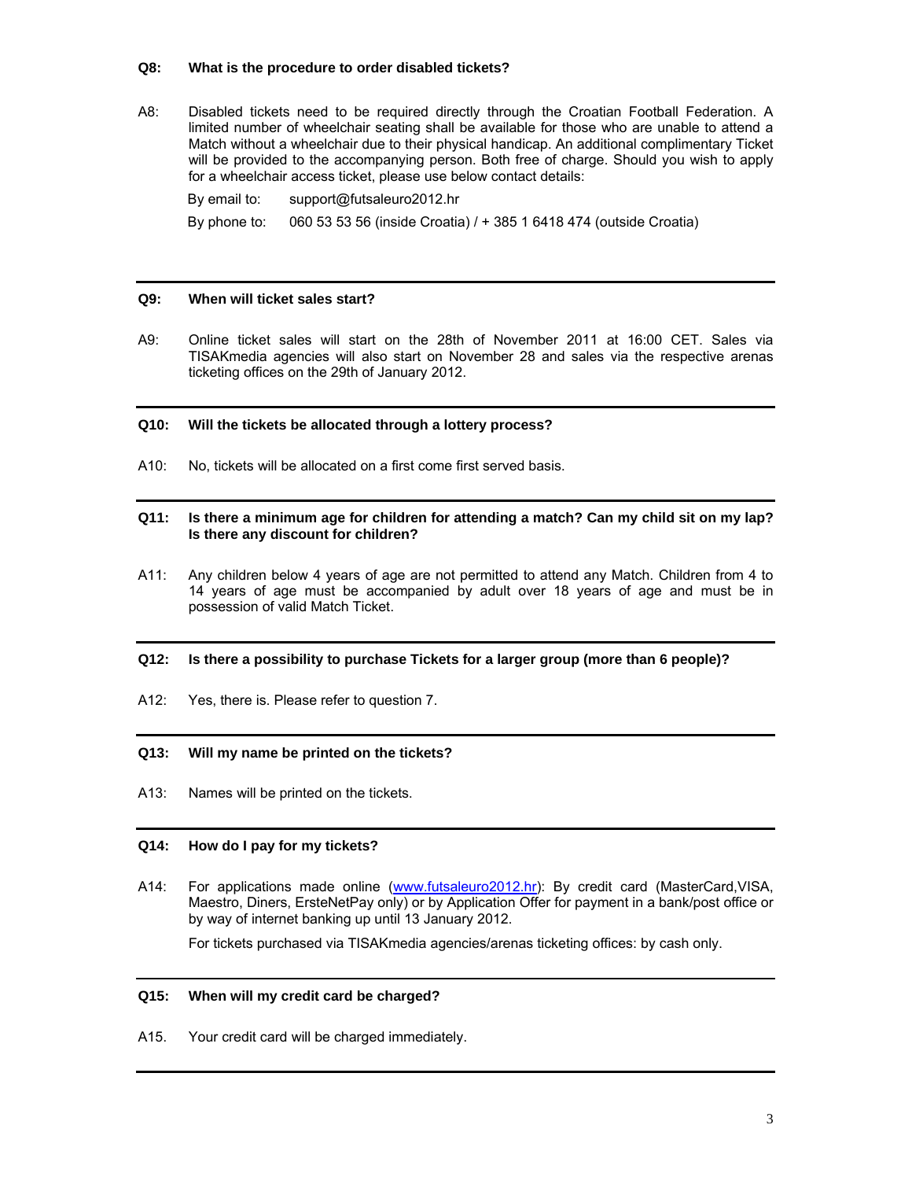**Q8: What is the procedure to order disabled tickets?**

A8: Disabled tickets need to be required directly through the Croatian Football Federation. A limited number of wheelchair seating shall be available for those who are unable to attend a Match without a wheelchair due to their physical handicap. An additional complimentary Ticket will be provided to the accompanying person. Both free of charge. Should you wish to apply for a wheelchair access ticket, please use below contact details:

By email to: support@futsaleuro2012.hr

By phone to: 060 53 53 56 (inside Croatia) / + 385 1 6418 474 (outside Croatia)

---

**Q9: When will ticket sales start?**

A9: Online ticket sales will start on the 28th of November 2011 at 16:00 CET. Sales via TISAKmedia agencies will also start on November 28 and sales via the respective arenas ticketing offices on the 29th of January 2012.

---

**Q10: Will the tickets be allocated through a lottery process?**

A10: No, tickets will be allocated on a first come first served basis.

---

**Q11: Is there a minimum age for children for attending a match? Can my child sit on my lap? Is there any discount for children?**

A11: Any children below 4 years of age are not permitted to attend any Match. Children from 4 to 14 years of age must be accompanied by adult over 18 years of age and must be in possession of valid Match Ticket.

---

**Q12: Is there a possibility to purchase Tickets for a larger group (more than 6 people)?**

A12: Yes, there is. Please refer to question 7.

---

**Q13: Will my name be printed on the tickets?**

A13: Names will be printed on the tickets.

---

**Q14: How do I pay for my tickets?**

A14: For applications made online (www.futsaleuro2012.hr): By credit card (MasterCard,VISA, Maestro, Diners, ErsteNetPay only) or by Application Offer for payment in a bank/post office or by way of internet banking up until 13 January 2012.

For tickets purchased via TISAKmedia agencies/arenas ticketing offices: by cash only.

---

**Q15: When will my credit card be charged?**

A15. Your credit card will be charged immediately.

---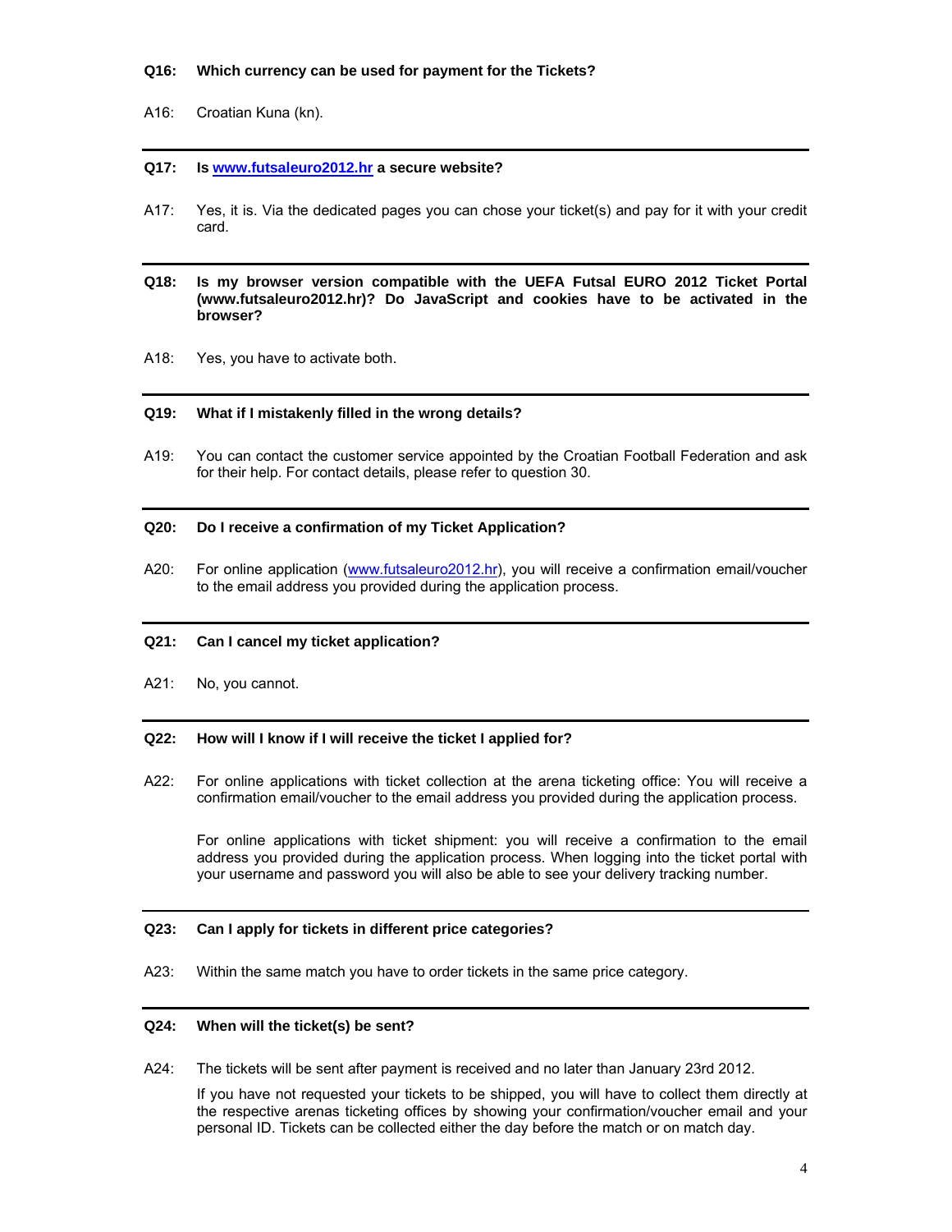**Q16: Which currency can be used for payment for the Tickets?**

A16: Croatian Kuna (kn).

---

**Q17: Is [www.futsaleuro2012.hr](http://www.futsaleuro2012.hr) a secure website?**

A17: Yes, it is. Via the dedicated pages you can chose your ticket(s) and pay for it with your credit card.

---

**Q18: Is my browser version compatible with the UEFA Futsal EURO 2012 Ticket Portal (www.futsaleuro2012.hr)? Do JavaScript and cookies have to be activated in the browser?**

A18: Yes, you have to activate both.

---

**Q19: What if I mistakenly filled in the wrong details?**

A19: You can contact the customer service appointed by the Croatian Football Federation and ask for their help. For contact details, please refer to question 30.

---

**Q20: Do I receive a confirmation of my Ticket Application?**

A20: For online application ([www.futsaleuro2012.hr](http://www.futsaleuro2012.hr)), you will receive a confirmation email/voucher to the email address you provided during the application process.

---

**Q21: Can I cancel my ticket application?**

A21: No, you cannot.

---

**Q22: How will I know if I will receive the ticket I applied for?**

A22: For online applications with ticket collection at the arena ticketing office: You will receive a confirmation email/voucher to the email address you provided during the application process.

For online applications with ticket shipment: you will receive a confirmation to the email address you provided during the application process. When logging into the ticket portal with your username and password you will also be able to see your delivery tracking number.

---

**Q23: Can I apply for tickets in different price categories?**

A23: Within the same match you have to order tickets in the same price category.

---

**Q24: When will the ticket(s) be sent?**

A24: The tickets will be sent after payment is received and no later than January 23rd 2012.

If you have not requested your tickets to be shipped, you will have to collect them directly at the respective arenas ticketing offices by showing your confirmation/voucher email and your personal ID. Tickets can be collected either the day before the match or on match day.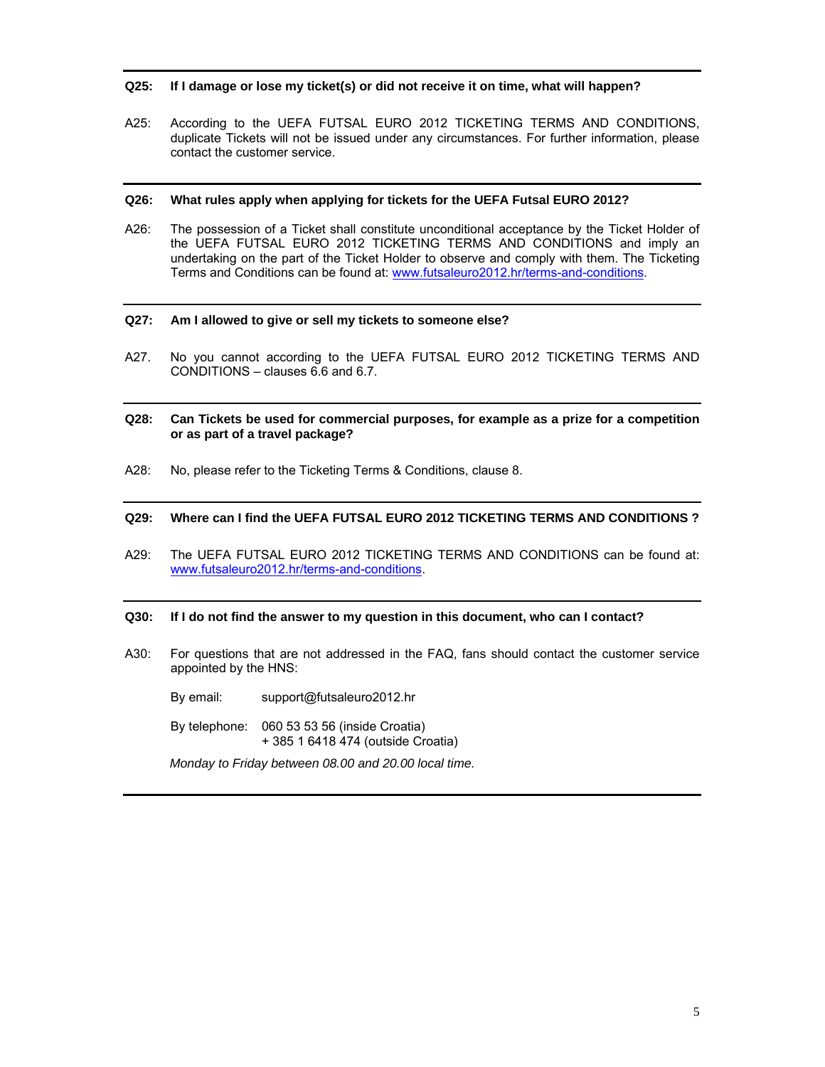**Q25: If I damage or lose my ticket(s) or did not receive it on time, what will happen?**

A25: According to the UEFA FUTSAL EURO 2012 TICKETING TERMS AND CONDITIONS, duplicate Tickets will not be issued under any circumstances. For further information, please contact the customer service.

---

**Q26: What rules apply when applying for tickets for the UEFA Futsal EURO 2012?**

A26: The possession of a Ticket shall constitute unconditional acceptance by the Ticket Holder of the UEFA FUTSAL EURO 2012 TICKETING TERMS AND CONDITIONS and imply an undertaking on the part of the Ticket Holder to observe and comply with them. The Ticketing Terms and Conditions can be found at: [www.futsaleuro2012.hr/terms-and-conditions](www.futsaleuro2012.hr/terms-and-conditions).

---

**Q27: Am I allowed to give or sell my tickets to someone else?**

A27. No you cannot according to the UEFA FUTSAL EURO 2012 TICKETING TERMS AND CONDITIONS – clauses 6.6 and 6.7.

---

**Q28: Can Tickets be used for commercial purposes, for example as a prize for a competition or as part of a travel package?**

A28: No, please refer to the Ticketing Terms & Conditions, clause 8.

---

**Q29: Where can I find the UEFA FUTSAL EURO 2012 TICKETING TERMS AND CONDITIONS ?**

A29: The UEFA FUTSAL EURO 2012 TICKETING TERMS AND CONDITIONS can be found at: [www.futsaleuro2012.hr/terms-and-conditions](www.futsaleuro2012.hr/terms-and-conditions).

---

**Q30: If I do not find the answer to my question in this document, who can I contact?**

A30: For questions that are not addressed in the FAQ, fans should contact the customer service appointed by the HNS:

By email: support@futsaleuro2012.hr

By telephone: 060 53 53 56 (inside Croatia)
+ 385 1 6418 474 (outside Croatia)

*Monday to Friday between 08.00 and 20.00 local time.*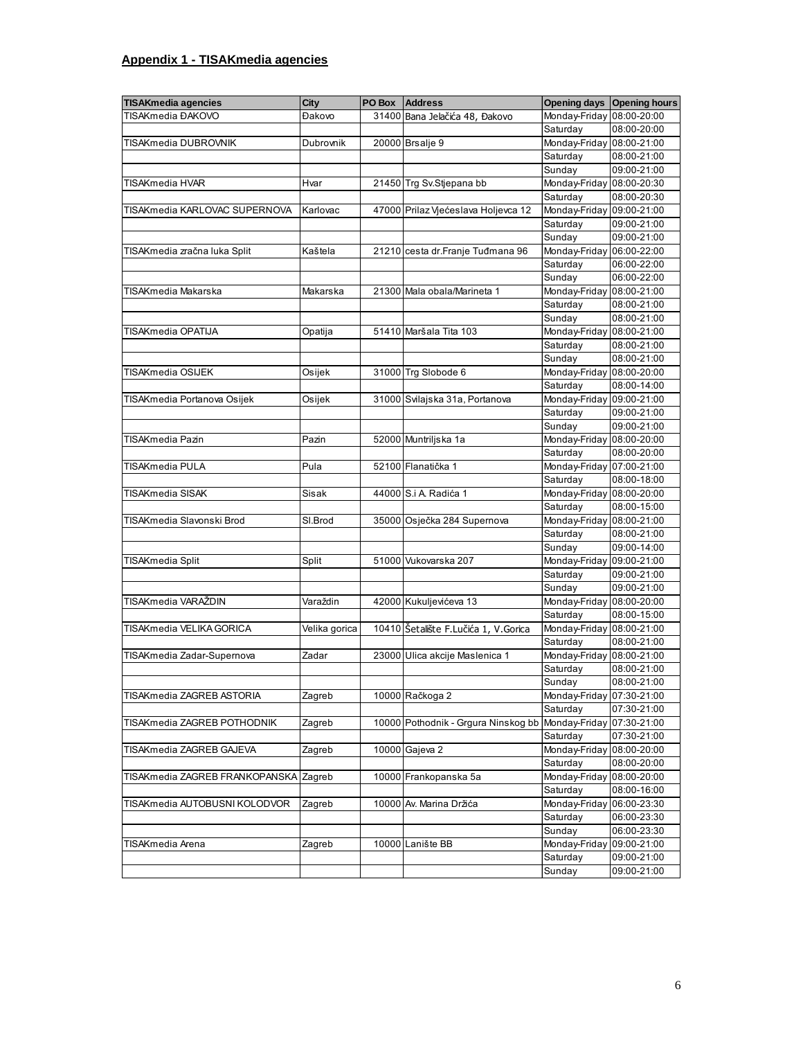## **Appendix 1 - TISAKmedia agencies**

| TISAKmedia agencies | City | PO Box | Address | Opening days | Opening hours |
|---|---|---|---|---|---|
| TISAKmedia ĐAKOVO | Đakovo | 31400 | Bana Jelačića 48, Đakovo | Monday-Friday | 08:00-20:00 |
| | | | | Saturday | 08:00-20:00 |
| TISAKmedia DUBROVNIK | Dubrovnik | 20000 | Brsalje 9 | Monday-Friday | 08:00-21:00 |
| | | | | Saturday | 08:00-21:00 |
| | | | | Sunday | 09:00-21:00 |
| TISAKmedia HVAR | Hvar | 21450 | Trg Sv.Stjepana bb | Monday-Friday | 08:00-20:30 |
| | | | | Saturday | 08:00-20:30 |
| TISAKmedia KARLOVAC SUPERNOVA | Karlovac | 47000 | Prilaz Vjećeslava Holjevca 12 | Monday-Friday | 09:00-21:00 |
| | | | | Saturday | 09:00-21:00 |
| | | | | Sunday | 09:00-21:00 |
| TISAKmedia zračna luka Split | Kaštela | 21210 | cesta dr.Franje Tuđmana 96 | Monday-Friday | 06:00-22:00 |
| | | | | Saturday | 06:00-22:00 |
| | | | | Sunday | 06:00-22:00 |
| TISAKmedia Makarska | Makarska | 21300 | Mala obala/Marineta 1 | Monday-Friday | 08:00-21:00 |
| | | | | Saturday | 08:00-21:00 |
| | | | | Sunday | 08:00-21:00 |
| TISAKmedia OPATIJA | Opatija | 51410 | Maršala Tita 103 | Monday-Friday | 08:00-21:00 |
| | | | | Saturday | 08:00-21:00 |
| | | | | Sunday | 08:00-21:00 |
| TISAKmedia OSIJEK | Osijek | 31000 | Trg Slobode 6 | Monday-Friday | 08:00-20:00 |
| | | | | Saturday | 08:00-14:00 |
| TISAKmedia Portanova Osijek | Osijek | 31000 | Svilajska 31a, Portanova | Monday-Friday | 09:00-21:00 |
| | | | | Saturday | 09:00-21:00 |
| | | | | Sunday | 09:00-21:00 |
| TISAKmedia Pazin | Pazin | 52000 | Muntriljska 1a | Monday-Friday | 08:00-20:00 |
| | | | | Saturday | 08:00-20:00 |
| TISAKmedia PULA | Pula | 52100 | Flanatička 1 | Monday-Friday | 07:00-21:00 |
| | | | | Saturday | 08:00-18:00 |
| TISAKmedia SISAK | Sisak | 44000 | S.i A. Radića 1 | Monday-Friday | 08:00-20:00 |
| | | | | Saturday | 08:00-15:00 |
| TISAKmedia Slavonski Brod | Sl.Brod | 35000 | Osječka 284 Supernova | Monday-Friday | 08:00-21:00 |
| | | | | Saturday | 08:00-21:00 |
| | | | | Sunday | 09:00-14:00 |
| TISAKmedia Split | Split | 51000 | Vukovarska 207 | Monday-Friday | 09:00-21:00 |
| | | | | Saturday | 09:00-21:00 |
| | | | | Sunday | 09:00-21:00 |
| TISAKmedia VARAŽDIN | Varaždin | 42000 | Kukuljevićeva 13 | Monday-Friday | 08:00-20:00 |
| | | | | Saturday | 08:00-15:00 |
| TISAKmedia VELIKA GORICA | Velika gorica | 10410 | Šetalište F.Lučića 1, V.Gorica | Monday-Friday | 08:00-21:00 |
| | | | | Saturday | 08:00-21:00 |
| TISAKmedia Zadar-Supernova | Zadar | 23000 | Ulica akcije Maslenica 1 | Monday-Friday | 08:00-21:00 |
| | | | | Saturday | 08:00-21:00 |
| | | | | Sunday | 08:00-21:00 |
| TISAKmedia ZAGREB ASTORIA | Zagreb | 10000 | Račkoga 2 | Monday-Friday | 07:30-21:00 |
| | | | | Saturday | 07:30-21:00 |
| TISAKmedia ZAGREB POTHODNIK | Zagreb | 10000 | Pothodnik - Grgura Ninskog bb | Monday-Friday | 07:30-21:00 |
| | | | | Saturday | 07:30-21:00 |
| TISAKmedia ZAGREB GAJEVA | Zagreb | 10000 | Gajeva 2 | Monday-Friday | 08:00-20:00 |
| | | | | Saturday | 08:00-20:00 |
| TISAKmedia ZAGREB FRANKOPANSKA | Zagreb | 10000 | Frankopanska 5a | Monday-Friday | 08:00-20:00 |
| | | | | Saturday | 08:00-16:00 |
| TISAKmedia AUTOBUSNI KOLODVOR | Zagreb | 10000 | Av. Marina Držića | Monday-Friday | 06:00-23:30 |
| | | | | Saturday | 06:00-23:30 |
| | | | | Sunday | 06:00-23:30 |
| TISAKmedia Arena | Zagreb | 10000 | Lanište BB | Monday-Friday | 09:00-21:00 |
| | | | | Saturday | 09:00-21:00 |
| | | | | Sunday | 09:00-21:00 |